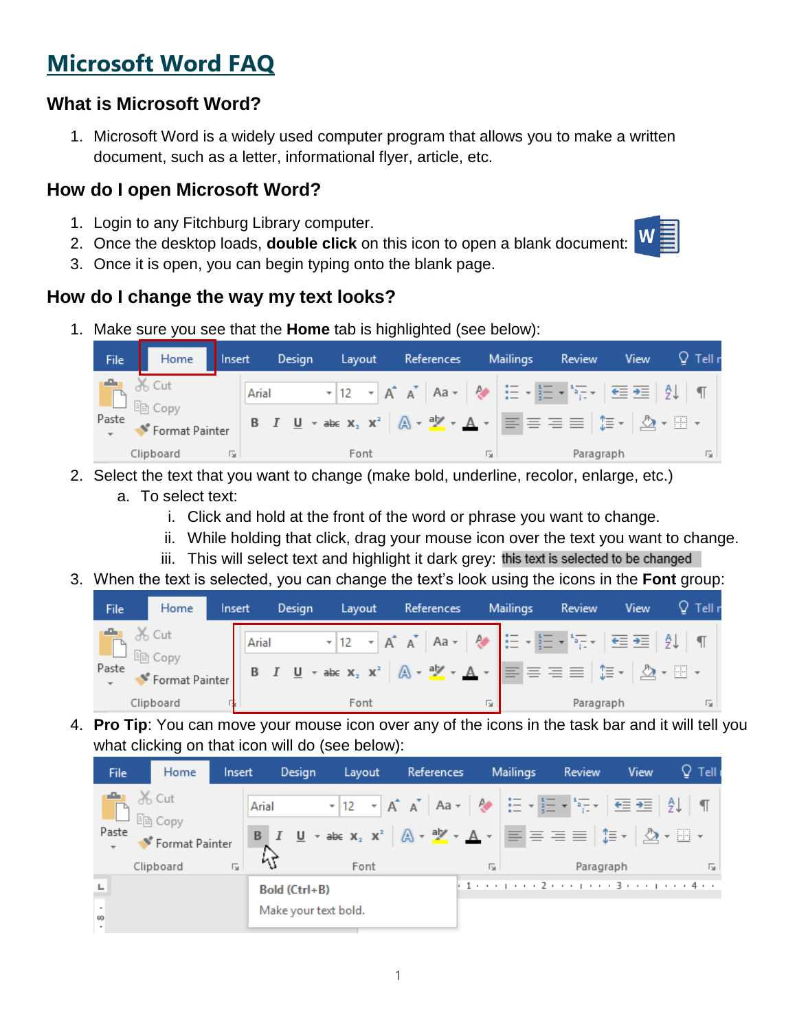# Microsoft Word FAQ

## What is Microsoft Word?

1. Microsoft Word is a widely used computer program that allows you to make a written document, such as a letter, informational flyer, article, etc.

## How do I open Microsoft Word?

1. Login to any Fitchburg Library computer.
2. Once the desktop loads, **double click** on this icon to open a blank document:
3. Once it is open, you can begin typing onto the blank page.

## How do I change the way my text looks?

1. Make sure you see that the **Home** tab is highlighted (see below):
2. Select the text that you want to change (make bold, underline, recolor, enlarge, etc.)
   a. To select text:
      i. Click and hold at the front of the word or phrase you want to change.
      ii. While holding that click, drag your mouse icon over the text you want to change.
      iii. This will select text and highlight it dark grey: this text is selected to be changed
3. When the text is selected, you can change the text's look using the icons in the **Font** group:
4. **Pro Tip**: You can move your mouse icon over any of the icons in the task bar and it will tell you what clicking on that icon will do (see below):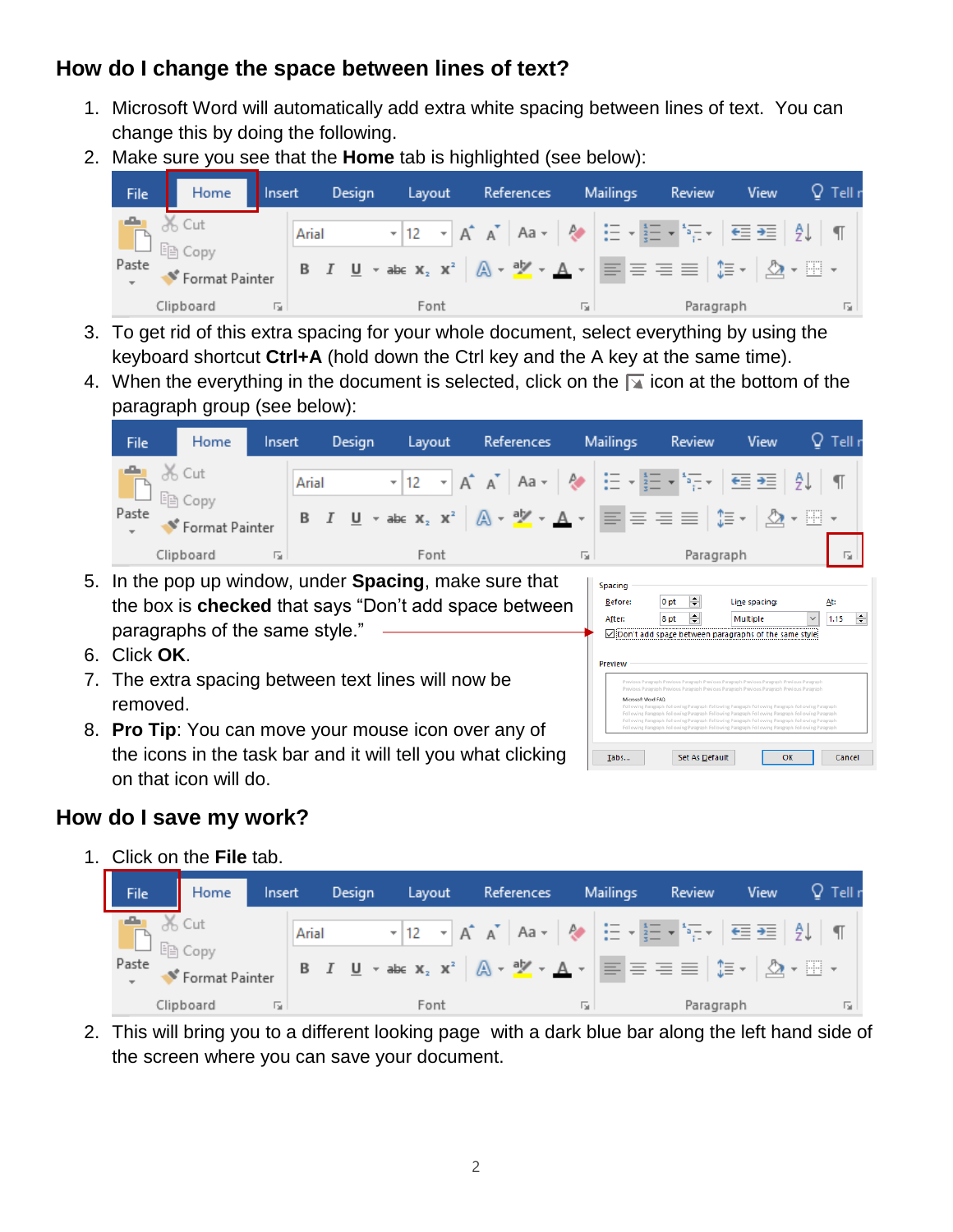## How do I change the space between lines of text?

1. Microsoft Word will automatically add extra white spacing between lines of text. You can change this by doing the following.
2. Make sure you see that the **Home** tab is highlighted (see below):
3. To get rid of this extra spacing for your whole document, select everything by using the keyboard shortcut **Ctrl+A** (hold down the Ctrl key and the A key at the same time).
4. When the everything in the document is selected, click on the icon at the bottom of the paragraph group (see below):
5. In the pop up window, under **Spacing**, make sure that the box is **checked** that says "Don't add space between paragraphs of the same style."
6. Click **OK**.
7. The extra spacing between text lines will now be removed.
8. **Pro Tip**: You can move your mouse icon over any of the icons in the task bar and it will tell you what clicking on that icon will do.

## How do I save my work?

1. Click on the **File** tab.
2. This will bring you to a different looking page with a dark blue bar along the left hand side of the screen where you can save your document.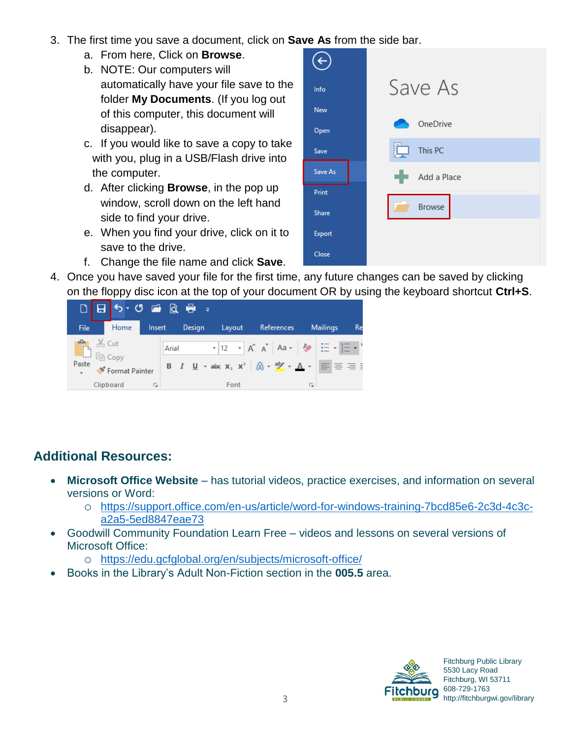3. The first time you save a document, click on **Save As** from the side bar.
    a. From here, Click on **Browse**.
    b. NOTE: Our computers will automatically have your file save to the folder **My Documents**. (If you log out of this computer, this document will disappear).
    c. If you would like to save a copy to take with you, plug in a USB/Flash drive into the computer.
    d. After clicking **Browse**, in the pop up window, scroll down on the left hand side to find your drive.
    e. When you find your drive, click on it to save to the drive.
    f. Change the file name and click **Save**.
4. Once you have saved your file for the first time, any future changes can be saved by clicking on the floppy disc icon at the top of your document OR by using the keyboard shortcut **Ctrl+S**.

## Additional Resources:

- **Microsoft Office Website** – has tutorial videos, practice exercises, and information on several versions or Word:
    - https://support.office.com/en-us/article/word-for-windows-training-7bcd85e6-2c3d-4c3c-a2a5-5ed8847eae73
- Goodwill Community Foundation Learn Free – videos and lessons on several versions of Microsoft Office:
    - https://edu.gcfglobal.org/en/subjects/microsoft-office/
- Books in the Library's Adult Non-Fiction section in the **005.5** area.

Fitchburg Public Library
5530 Lacy Road
Fitchburg, WI 53711
608-729-1763
http://fitchburgwi.gov/library